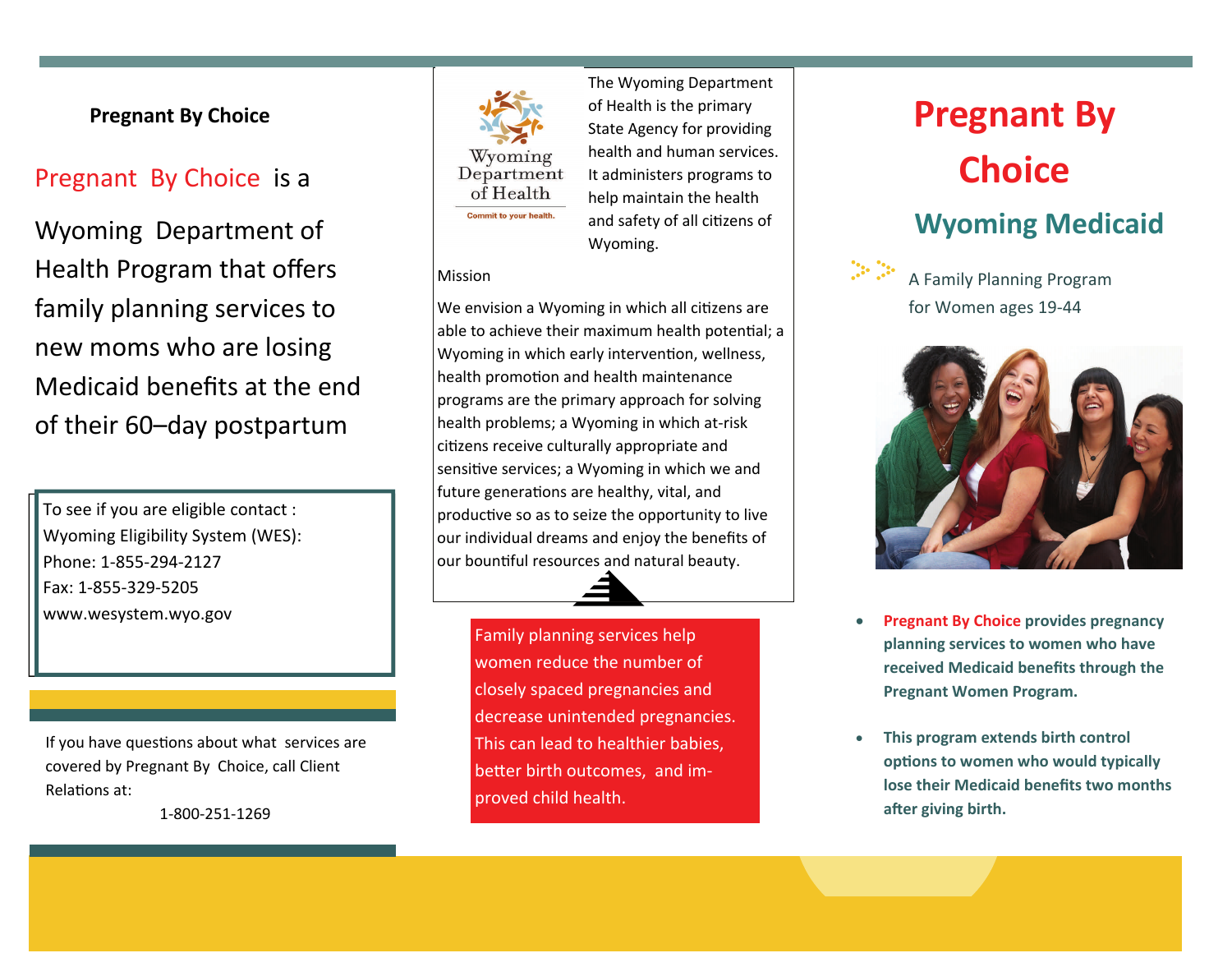**Pregnant By Choice**

Pregnant By Choice is a Wyoming Department of Health Program that offers family planning services to new moms who are losing Medicaid benefits at the end of their 60–day postpartum

To see if you are eligible contact :
Wyoming Eligibility System (WES):
Phone: 1-855-294-2127
Fax: 1-855-329-5205
www.wesystem.wyo.gov

If you have questions about what services are covered by Pregnant By Choice, call Client Relations at:

1-800-251-1269

Wyoming Department of Health
Commit to your health.

The Wyoming Department of Health is the primary State Agency for providing health and human services. It administers programs to help maintain the health and safety of all citizens of Wyoming.

Mission

We envision a Wyoming in which all citizens are able to achieve their maximum health potential; a Wyoming in which early intervention, wellness, health promotion and health maintenance programs are the primary approach for solving health problems; a Wyoming in which at-risk citizens receive culturally appropriate and sensitive services; a Wyoming in which we and future generations are healthy, vital, and productive so as to seize the opportunity to live our individual dreams and enjoy the benefits of our bountiful resources and natural beauty.

Family planning services help women reduce the number of closely spaced pregnancies and decrease unintended pregnancies. This can lead to healthier babies, better birth outcomes, and improved child health.

# Pregnant By Choice

## Wyoming Medicaid

A Family Planning Program for Women ages 19-44

- **Pregnant By Choice provides pregnancy planning services to women who have received Medicaid benefits through the Pregnant Women Program.**
- **This program extends birth control options to women who would typically lose their Medicaid benefits two months after giving birth.**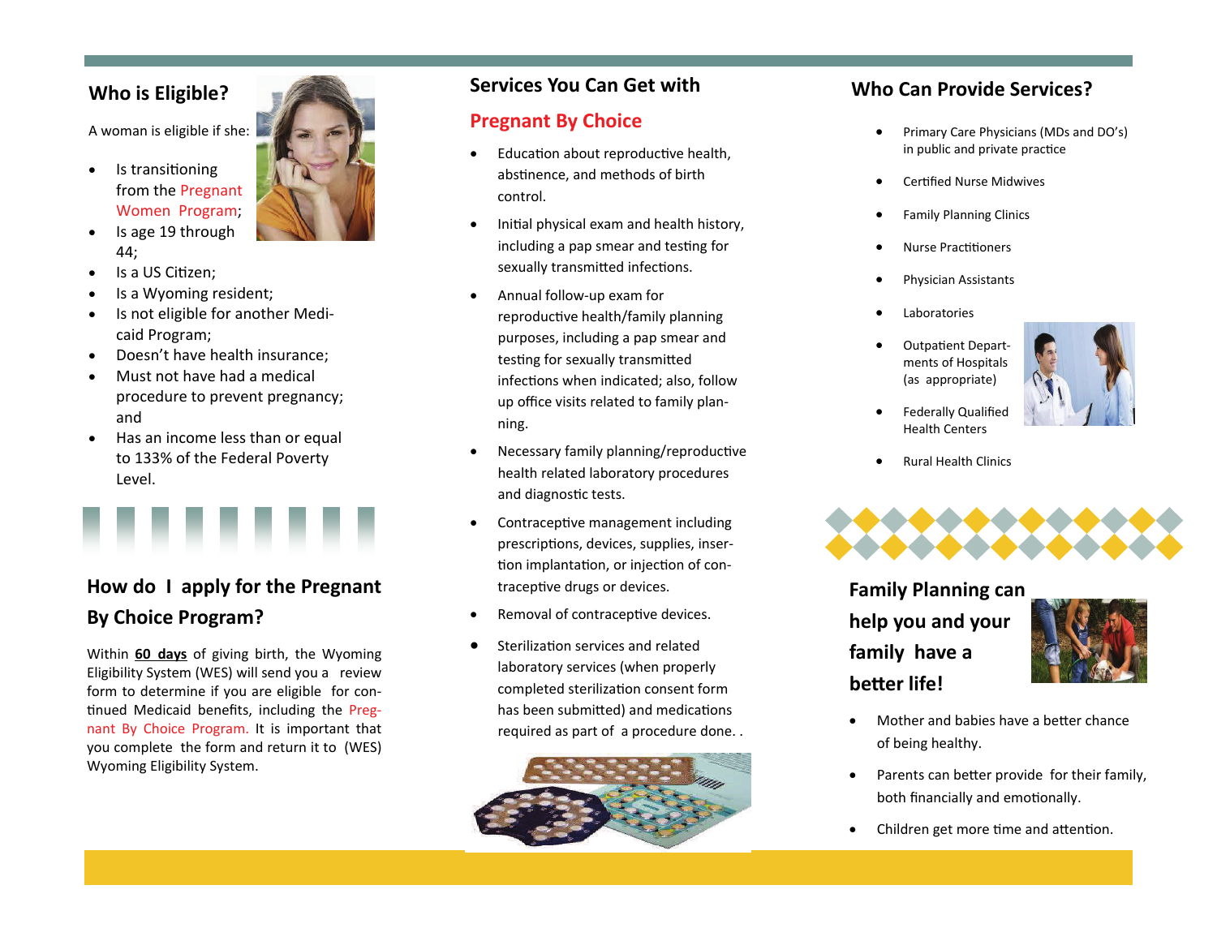## Who is Eligible?

A woman is eligible if she:

- Is transitioning from the Pregnant Women Program;
- Is age 19 through 44;
- Is a US Citizen;
- Is a Wyoming resident;
- Is not eligible for another Medicaid Program;
- Doesn't have health insurance;
- Must not have had a medical procedure to prevent pregnancy; and
- Has an income less than or equal to 133% of the Federal Poverty Level.

## How do I apply for the Pregnant By Choice Program?

Within **60 days** of giving birth, the Wyoming Eligibility System (WES) will send you a review form to determine if you are eligible for continued Medicaid benefits, including the Pregnant By Choice Program. It is important that you complete the form and return it to (WES) Wyoming Eligibility System.

## Services You Can Get with Pregnant By Choice

- Education about reproductive health, abstinence, and methods of birth control.
- Initial physical exam and health history, including a pap smear and testing for sexually transmitted infections.
- Annual follow-up exam for reproductive health/family planning purposes, including a pap smear and testing for sexually transmitted infections when indicated; also, follow up office visits related to family planning.
- Necessary family planning/reproductive health related laboratory procedures and diagnostic tests.
- Contraceptive management including prescriptions, devices, supplies, insertion implantation, or injection of contraceptive drugs or devices.
- Removal of contraceptive devices.
- Sterilization services and related laboratory services (when properly completed sterilization consent form has been submitted) and medications required as part of a procedure done. .

## Who Can Provide Services?

- Primary Care Physicians (MDs and DO's) in public and private practice
- Certified Nurse Midwives
- Family Planning Clinics
- Nurse Practitioners
- Physician Assistants
- Laboratories
- Outpatient Departments of Hospitals (as appropriate)
- Federally Qualified Health Centers
- Rural Health Clinics

## Family Planning can help you and your family have a better life!

- Mother and babies have a better chance of being healthy.
- Parents can better provide for their family, both financially and emotionally.
- Children get more time and attention.